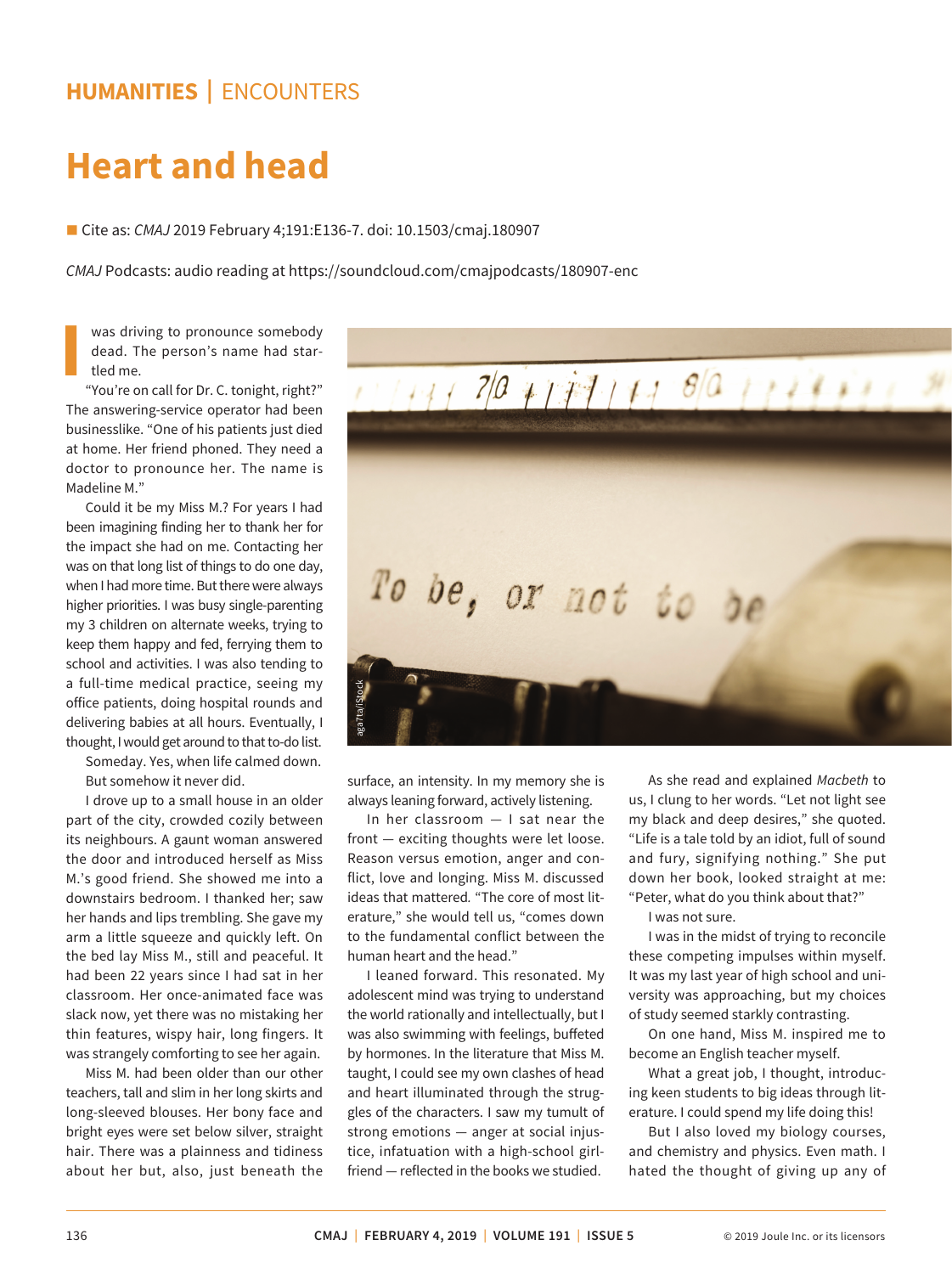HUMANITIES | ENCOUNTERS

# Heart and head

Cite as: *CMAJ* 2019 February 4;191:E136-7. doi: 10.1503/cmaj.180907

*CMAJ* Podcasts: audio reading at https://soundcloud.com/cmajpodcasts/180907-enc

I was driving to pronounce somebody dead. The person's name had startled me.

"You're on call for Dr. C. tonight, right?" The answering-service operator had been businesslike. "One of his patients just died at home. Her friend phoned. They need a doctor to pronounce her. The name is Madeline M."

Could it be my Miss M.? For years I had been imagining finding her to thank her for the impact she had on me. Contacting her was on that long list of things to do one day, when I had more time. But there were always higher priorities. I was busy single-parenting my 3 children on alternate weeks, trying to keep them happy and fed, ferrying them to school and activities. I was also tending to a full-time medical practice, seeing my office patients, doing hospital rounds and delivering babies at all hours. Eventually, I thought, I would get around to that to-do list.

Someday. Yes, when life calmed down.

But somehow it never did.

I drove up to a small house in an older part of the city, crowded cozily between its neighbours. A gaunt woman answered the door and introduced herself as Miss M.'s good friend. She showed me into a downstairs bedroom. I thanked her; saw her hands and lips trembling. She gave my arm a little squeeze and quickly left. On the bed lay Miss M., still and peaceful. It had been 22 years since I had sat in her classroom. Her once-animated face was slack now, yet there was no mistaking her thin features, wispy hair, long fingers. It was strangely comforting to see her again.

Miss M. had been older than our other teachers, tall and slim in her long skirts and long-sleeved blouses. Her bony face and bright eyes were set below silver, straight hair. There was a plainness and tidiness about her but, also, just beneath the surface, an intensity. In my memory she is always leaning forward, actively listening.

In her classroom — I sat near the front — exciting thoughts were let loose. Reason versus emotion, anger and conflict, love and longing. Miss M. discussed ideas that mattered. "The core of most literature," she would tell us, "comes down to the fundamental conflict between the human heart and the head."

I leaned forward. This resonated. My adolescent mind was trying to understand the world rationally and intellectually, but I was also swimming with feelings, buffeted by hormones. In the literature that Miss M. taught, I could see my own clashes of head and heart illuminated through the struggles of the characters. I saw my tumult of strong emotions — anger at social injustice, infatuation with a high-school girlfriend — reflected in the books we studied.

As she read and explained *Macbeth* to us, I clung to her words. "Let not light see my black and deep desires," she quoted. "Life is a tale told by an idiot, full of sound and fury, signifying nothing." She put down her book, looked straight at me: "Peter, what do you think about that?"

I was not sure.

I was in the midst of trying to reconcile these competing impulses within myself. It was my last year of high school and university was approaching, but my choices of study seemed starkly contrasting.

On one hand, Miss M. inspired me to become an English teacher myself.

What a great job, I thought, introducing keen students to big ideas through literature. I could spend my life doing this!

But I also loved my biology courses, and chemistry and physics. Even math. I hated the thought of giving up any of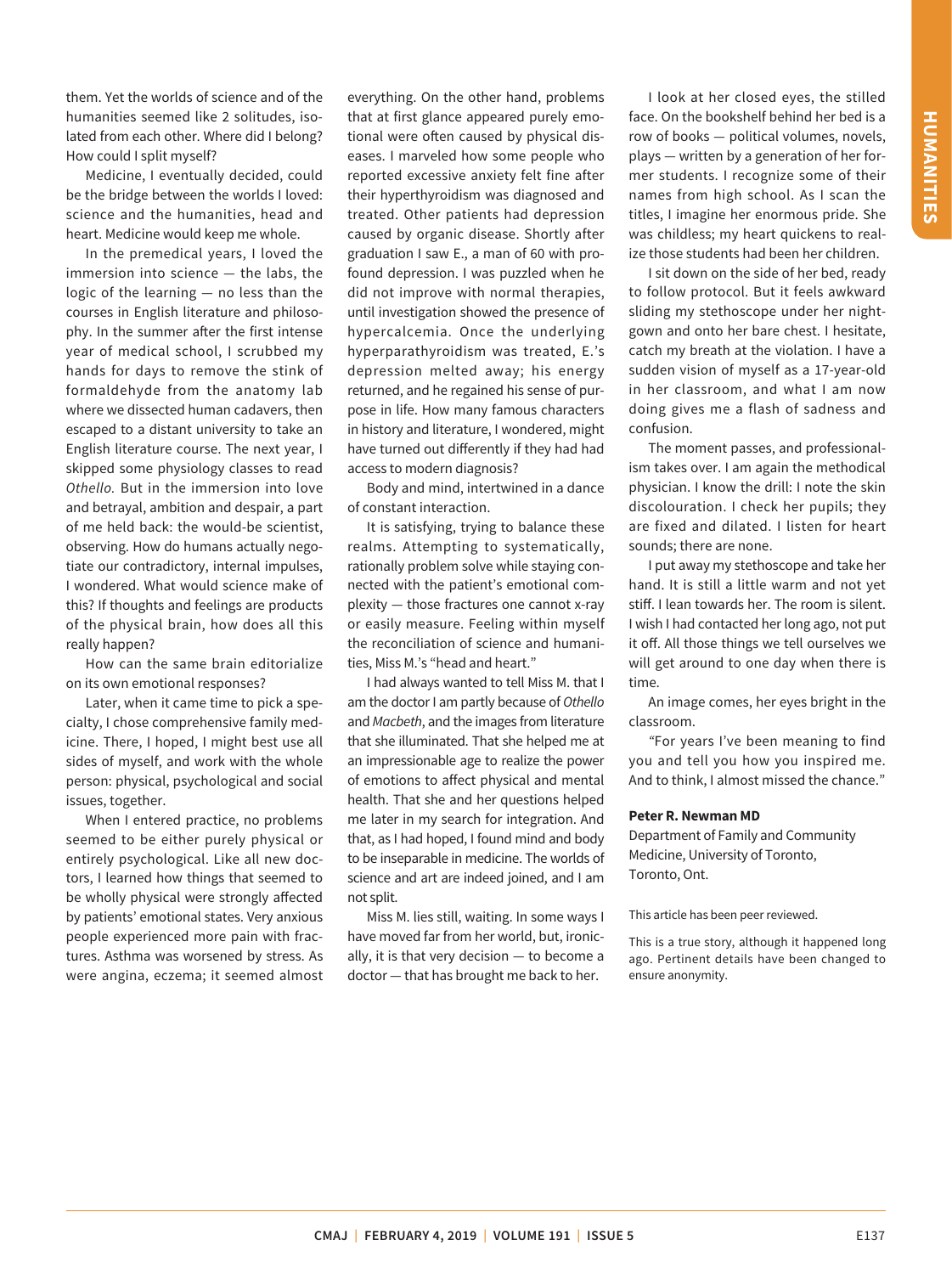them. Yet the worlds of science and of the humanities seemed like 2 solitudes, isolated from each other. Where did I belong? How could I split myself?

Medicine, I eventually decided, could be the bridge between the worlds I loved: science and the humanities, head and heart. Medicine would keep me whole.

In the premedical years, I loved the immersion into science — the labs, the logic of the learning — no less than the courses in English literature and philosophy. In the summer after the first intense year of medical school, I scrubbed my hands for days to remove the stink of formaldehyde from the anatomy lab where we dissected human cadavers, then escaped to a distant university to take an English literature course. The next year, I skipped some physiology classes to read *Othello.* But in the immersion into love and betrayal, ambition and despair, a part of me held back: the would-be scientist, observing. How do humans actually negotiate our contradictory, internal impulses, I wondered. What would science make of this? If thoughts and feelings are products of the physical brain, how does all this really happen?

How can the same brain editorialize on its own emotional responses?

Later, when it came time to pick a specialty, I chose comprehensive family medicine. There, I hoped, I might best use all sides of myself, and work with the whole person: physical, psychological and social issues, together.

When I entered practice, no problems seemed to be either purely physical or entirely psychological. Like all new doctors, I learned how things that seemed to be wholly physical were strongly affected by patients' emotional states. Very anxious people experienced more pain with fractures. Asthma was worsened by stress. As were angina, eczema; it seemed almost everything. On the other hand, problems that at first glance appeared purely emotional were often caused by physical diseases. I marveled how some people who reported excessive anxiety felt fine after their hyperthyroidism was diagnosed and treated. Other patients had depression caused by organic disease. Shortly after graduation I saw E., a man of 60 with profound depression. I was puzzled when he did not improve with normal therapies, until investigation showed the presence of hypercalcemia. Once the underlying hyperparathyroidism was treated, E.'s depression melted away; his energy returned, and he regained his sense of purpose in life. How many famous characters in history and literature, I wondered, might have turned out differently if they had had access to modern diagnosis?

Body and mind, intertwined in a dance of constant interaction.

It is satisfying, trying to balance these realms. Attempting to systematically, rationally problem solve while staying connected with the patient's emotional complexity — those fractures one cannot x-ray or easily measure. Feeling within myself the reconciliation of science and humanities, Miss M.'s "head and heart."

I had always wanted to tell Miss M. that I am the doctor I am partly because of *Othello* and *Macbeth*, and the images from literature that she illuminated. That she helped me at an impressionable age to realize the power of emotions to affect physical and mental health. That she and her questions helped me later in my search for integration. And that, as I had hoped, I found mind and body to be inseparable in medicine. The worlds of science and art are indeed joined, and I am not split.

Miss M. lies still, waiting. In some ways I have moved far from her world, but, ironically, it is that very decision — to become a doctor — that has brought me back to her.

I look at her closed eyes, the stilled face. On the bookshelf behind her bed is a row of books — political volumes, novels, plays — written by a generation of her former students. I recognize some of their names from high school. As I scan the titles, I imagine her enormous pride. She was childless; my heart quickens to realize those students had been her children.

I sit down on the side of her bed, ready to follow protocol. But it feels awkward sliding my stethoscope under her nightgown and onto her bare chest. I hesitate, catch my breath at the violation. I have a sudden vision of myself as a 17-year-old in her classroom, and what I am now doing gives me a flash of sadness and confusion.

The moment passes, and professionalism takes over. I am again the methodical physician. I know the drill: I note the skin discolouration. I check her pupils; they are fixed and dilated. I listen for heart sounds; there are none.

I put away my stethoscope and take her hand. It is still a little warm and not yet stiff. I lean towards her. The room is silent. I wish I had contacted her long ago, not put it off. All those things we tell ourselves we will get around to one day when there is time.

An image comes, her eyes bright in the classroom.

"For years I've been meaning to find you and tell you how you inspired me. And to think, I almost missed the chance."

**Peter R. Newman MD**
Department of Family and Community Medicine, University of Toronto, Toronto, Ont.

This article has been peer reviewed.

This is a true story, although it happened long ago. Pertinent details have been changed to ensure anonymity.